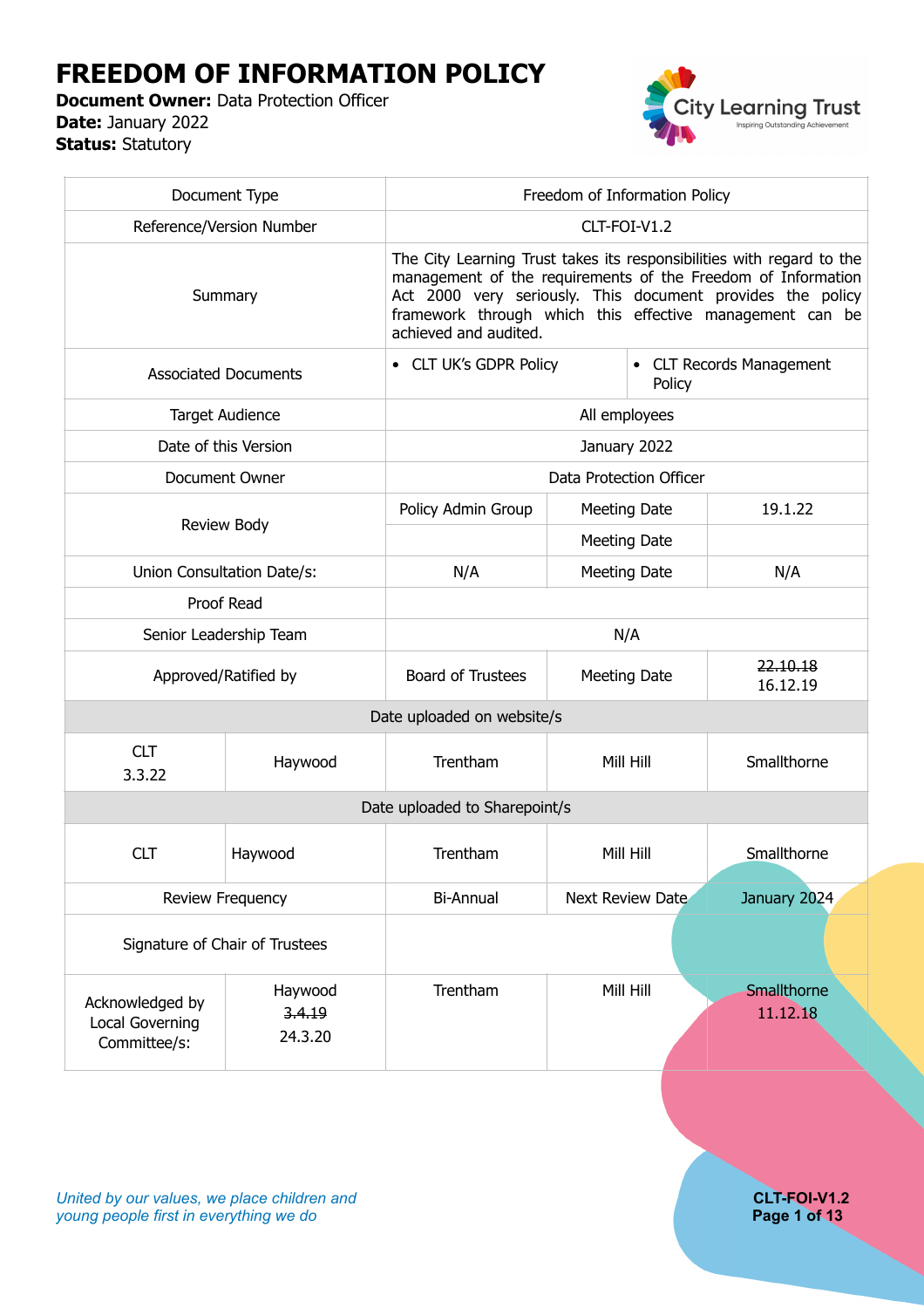# FREEDOM OF INFORMATION POLICY

**Document Owner:** Data Protection Officer
**Date:** January 2022
**Status:** Statutory

| Document Type | | Freedom of Information Policy | | |
|---|---|---|---|---|
| Reference/Version Number | | CLT-FOI-V1.2 | | |
| Summary | | The City Learning Trust takes its responsibilities with regard to the management of the requirements of the Freedom of Information Act 2000 very seriously. This document provides the policy framework through which this effective management can be achieved and audited. | | |
| Associated Documents | | • CLT UK's GDPR Policy | • CLT Records Management Policy | |
| Target Audience | | All employees | | |
| Date of this Version | | January 2022 | | |
| Document Owner | | Data Protection Officer | | |
| Review Body | | Policy Admin Group | Meeting Date | 19.1.22 |
| | | | Meeting Date | |
| Union Consultation Date/s: | | N/A | Meeting Date | N/A |
| Proof Read | | | | |
| Senior Leadership Team | | N/A | | |
| Approved/Ratified by | | Board of Trustees | Meeting Date | ~~22.10.18~~ 16.12.19 |
| Date uploaded on website/s | | | | |
| CLT 3.3.22 | Haywood | Trentham | Mill Hill | Smallthorne |
| Date uploaded to Sharepoint/s | | | | |
| CLT | Haywood | Trentham | Mill Hill | Smallthorne |
| Review Frequency | | Bi-Annual | Next Review Date | January 2024 |
| Signature of Chair of Trustees | | | | |
| Acknowledged by Local Governing Committee/s: | Haywood ~~3.4.19~~ 24.3.20 | Trentham | Mill Hill | Smallthorne 11.12.18 |

*United by our values, we place children and young people first in everything we do*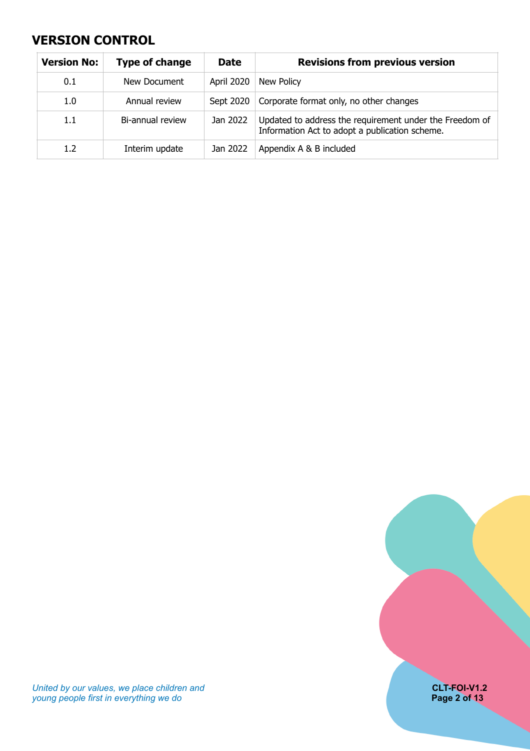## VERSION CONTROL

| Version No: | Type of change | Date | Revisions from previous version |
| --- | --- | --- | --- |
| 0.1 | New Document | April 2020 | New Policy |
| 1.0 | Annual review | Sept 2020 | Corporate format only, no other changes |
| 1.1 | Bi-annual review | Jan 2022 | Updated to address the requirement under the Freedom of Information Act to adopt a publication scheme. |
| 1.2 | Interim update | Jan 2022 | Appendix A & B included |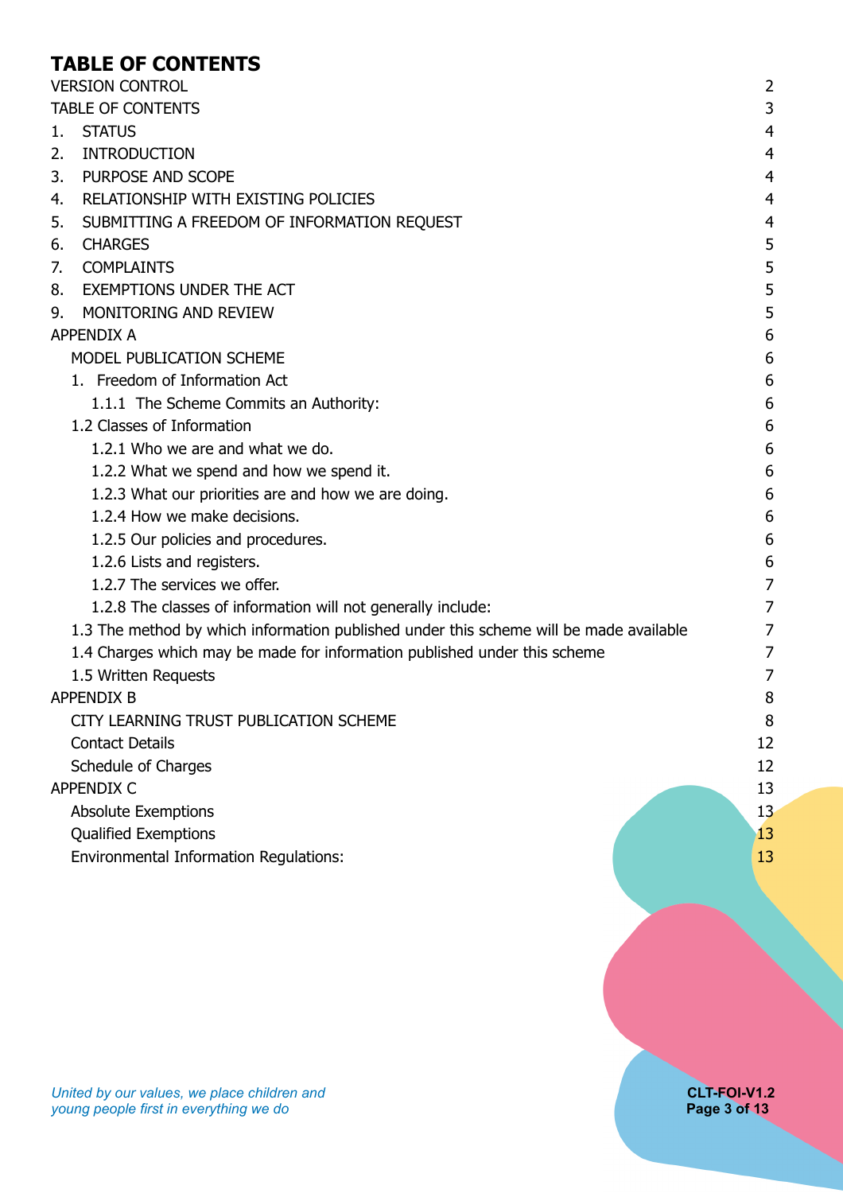# TABLE OF CONTENTS

| | |
|---|---|
| VERSION CONTROL | 2 |
| TABLE OF CONTENTS | 3 |
| 1. STATUS | 4 |
| 2. INTRODUCTION | 4 |
| 3. PURPOSE AND SCOPE | 4 |
| 4. RELATIONSHIP WITH EXISTING POLICIES | 4 |
| 5. SUBMITTING A FREEDOM OF INFORMATION REQUEST | 4 |
| 6. CHARGES | 5 |
| 7. COMPLAINTS | 5 |
| 8. EXEMPTIONS UNDER THE ACT | 5 |
| 9. MONITORING AND REVIEW | 5 |
| APPENDIX A | 6 |
| MODEL PUBLICATION SCHEME | 6 |
| 1. Freedom of Information Act | 6 |
| 1.1.1 The Scheme Commits an Authority: | 6 |
| 1.2 Classes of Information | 6 |
| 1.2.1 Who we are and what we do. | 6 |
| 1.2.2 What we spend and how we spend it. | 6 |
| 1.2.3 What our priorities are and how we are doing. | 6 |
| 1.2.4 How we make decisions. | 6 |
| 1.2.5 Our policies and procedures. | 6 |
| 1.2.6 Lists and registers. | 6 |
| 1.2.7 The services we offer. | 7 |
| 1.2.8 The classes of information will not generally include: | 7 |
| 1.3 The method by which information published under this scheme will be made available | 7 |
| 1.4 Charges which may be made for information published under this scheme | 7 |
| 1.5 Written Requests | 7 |
| APPENDIX B | 8 |
| CITY LEARNING TRUST PUBLICATION SCHEME | 8 |
| Contact Details | 12 |
| Schedule of Charges | 12 |
| APPENDIX C | 13 |
| Absolute Exemptions | 13 |
| Qualified Exemptions | 13 |
| Environmental Information Regulations: | 13 |

*United by our values, we place children and young people first in everything we do*

**CLT-FOI-V1.2**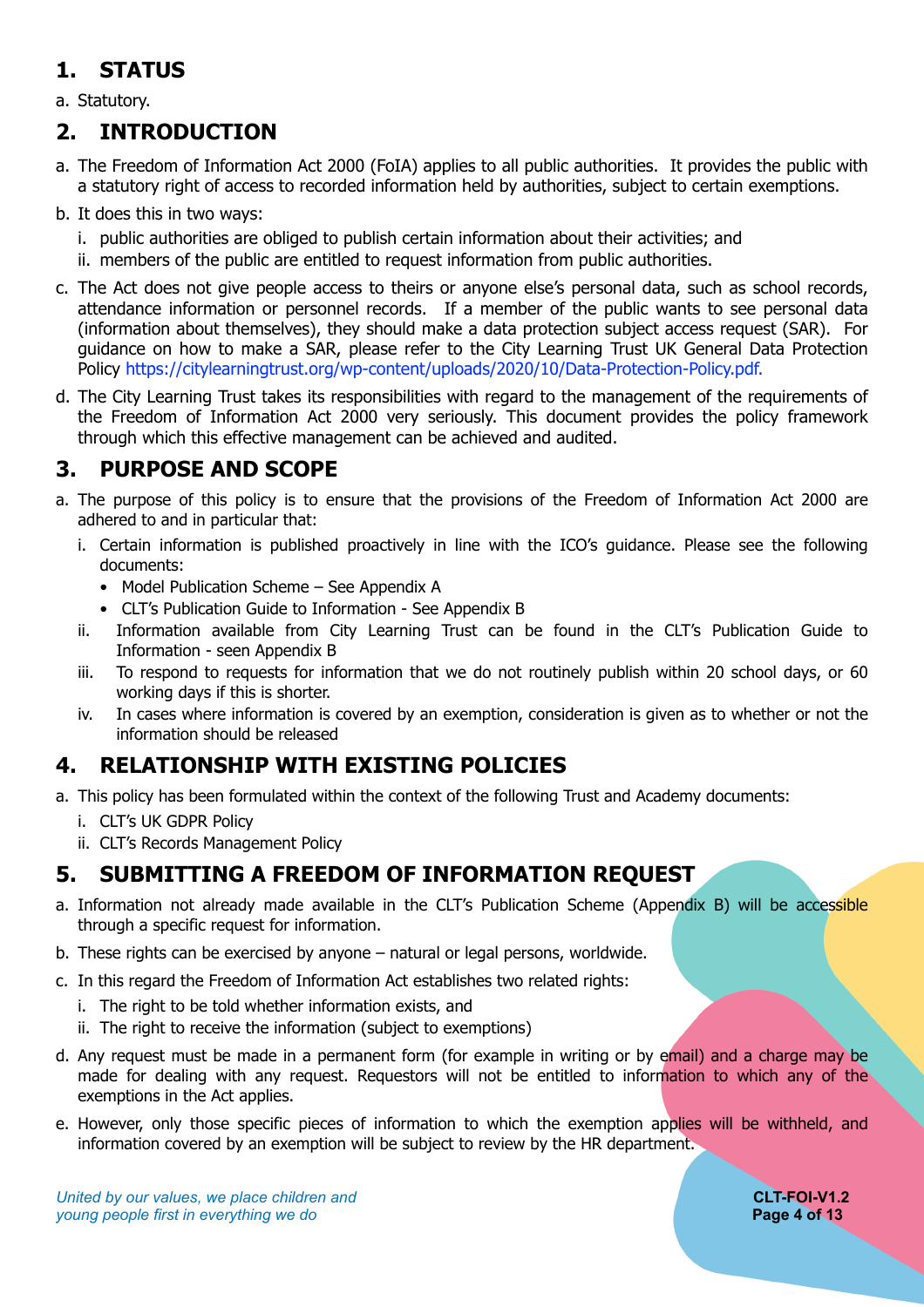## 1. STATUS

a. Statutory.

## 2. INTRODUCTION

a. The Freedom of Information Act 2000 (FoIA) applies to all public authorities. It provides the public with a statutory right of access to recorded information held by authorities, subject to certain exemptions.

b. It does this in two ways:

   i. public authorities are obliged to publish certain information about their activities; and

   ii. members of the public are entitled to request information from public authorities.

c. The Act does not give people access to theirs or anyone else's personal data, such as school records, attendance information or personnel records. If a member of the public wants to see personal data (information about themselves), they should make a data protection subject access request (SAR). For guidance on how to make a SAR, please refer to the City Learning Trust UK General Data Protection Policy https://citylearningtrust.org/wp-content/uploads/2020/10/Data-Protection-Policy.pdf.

d. The City Learning Trust takes its responsibilities with regard to the management of the requirements of the Freedom of Information Act 2000 very seriously. This document provides the policy framework through which this effective management can be achieved and audited.

## 3. PURPOSE AND SCOPE

a. The purpose of this policy is to ensure that the provisions of the Freedom of Information Act 2000 are adhered to and in particular that:

   i. Certain information is published proactively in line with the ICO's guidance. Please see the following documents:
      - Model Publication Scheme – See Appendix A
      - CLT's Publication Guide to Information - See Appendix B

   ii. Information available from City Learning Trust can be found in the CLT's Publication Guide to Information - seen Appendix B

   iii. To respond to requests for information that we do not routinely publish within 20 school days, or 60 working days if this is shorter.

   iv. In cases where information is covered by an exemption, consideration is given as to whether or not the information should be released

## 4. RELATIONSHIP WITH EXISTING POLICIES

a. This policy has been formulated within the context of the following Trust and Academy documents:

   i. CLT's UK GDPR Policy

   ii. CLT's Records Management Policy

## 5. SUBMITTING A FREEDOM OF INFORMATION REQUEST

a. Information not already made available in the CLT's Publication Scheme (Appendix B) will be accessible through a specific request for information.

b. These rights can be exercised by anyone – natural or legal persons, worldwide.

c. In this regard the Freedom of Information Act establishes two related rights:

   i. The right to be told whether information exists, and

   ii. The right to receive the information (subject to exemptions)

d. Any request must be made in a permanent form (for example in writing or by email) and a charge may be made for dealing with any request. Requestors will not be entitled to information to which any of the exemptions in the Act applies.

e. However, only those specific pieces of information to which the exemption applies will be withheld, and information covered by an exemption will be subject to review by the HR department.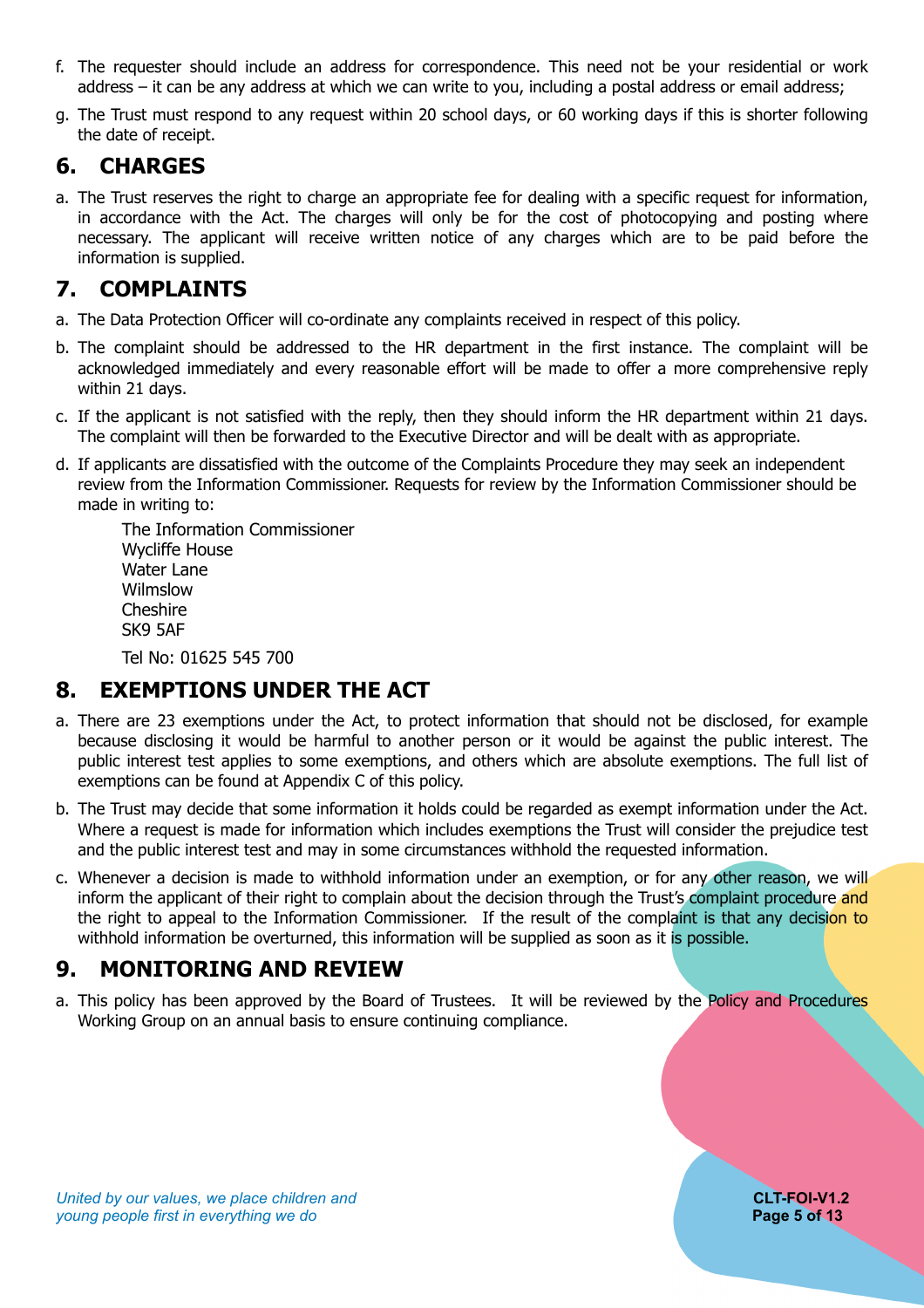f. The requester should include an address for correspondence. This need not be your residential or work address – it can be any address at which we can write to you, including a postal address or email address;

g. The Trust must respond to any request within 20 school days, or 60 working days if this is shorter following the date of receipt.

## 6. CHARGES

a. The Trust reserves the right to charge an appropriate fee for dealing with a specific request for information, in accordance with the Act. The charges will only be for the cost of photocopying and posting where necessary. The applicant will receive written notice of any charges which are to be paid before the information is supplied.

## 7. COMPLAINTS

a. The Data Protection Officer will co-ordinate any complaints received in respect of this policy.

b. The complaint should be addressed to the HR department in the first instance. The complaint will be acknowledged immediately and every reasonable effort will be made to offer a more comprehensive reply within 21 days.

c. If the applicant is not satisfied with the reply, then they should inform the HR department within 21 days. The complaint will then be forwarded to the Executive Director and will be dealt with as appropriate.

d. If applicants are dissatisfied with the outcome of the Complaints Procedure they may seek an independent review from the Information Commissioner. Requests for review by the Information Commissioner should be made in writing to:

   The Information Commissioner
   Wycliffe House
   Water Lane
   Wilmslow
   Cheshire
   SK9 5AF

   Tel No: 01625 545 700

## 8. EXEMPTIONS UNDER THE ACT

a. There are 23 exemptions under the Act, to protect information that should not be disclosed, for example because disclosing it would be harmful to another person or it would be against the public interest. The public interest test applies to some exemptions, and others which are absolute exemptions. The full list of exemptions can be found at Appendix C of this policy.

b. The Trust may decide that some information it holds could be regarded as exempt information under the Act. Where a request is made for information which includes exemptions the Trust will consider the prejudice test and the public interest test and may in some circumstances withhold the requested information.

c. Whenever a decision is made to withhold information under an exemption, or for any other reason, we will inform the applicant of their right to complain about the decision through the Trust's complaint procedure and the right to appeal to the Information Commissioner. If the result of the complaint is that any decision to withhold information be overturned, this information will be supplied as soon as it is possible.

## 9. MONITORING AND REVIEW

a. This policy has been approved by the Board of Trustees. It will be reviewed by the Policy and Procedures Working Group on an annual basis to ensure continuing compliance.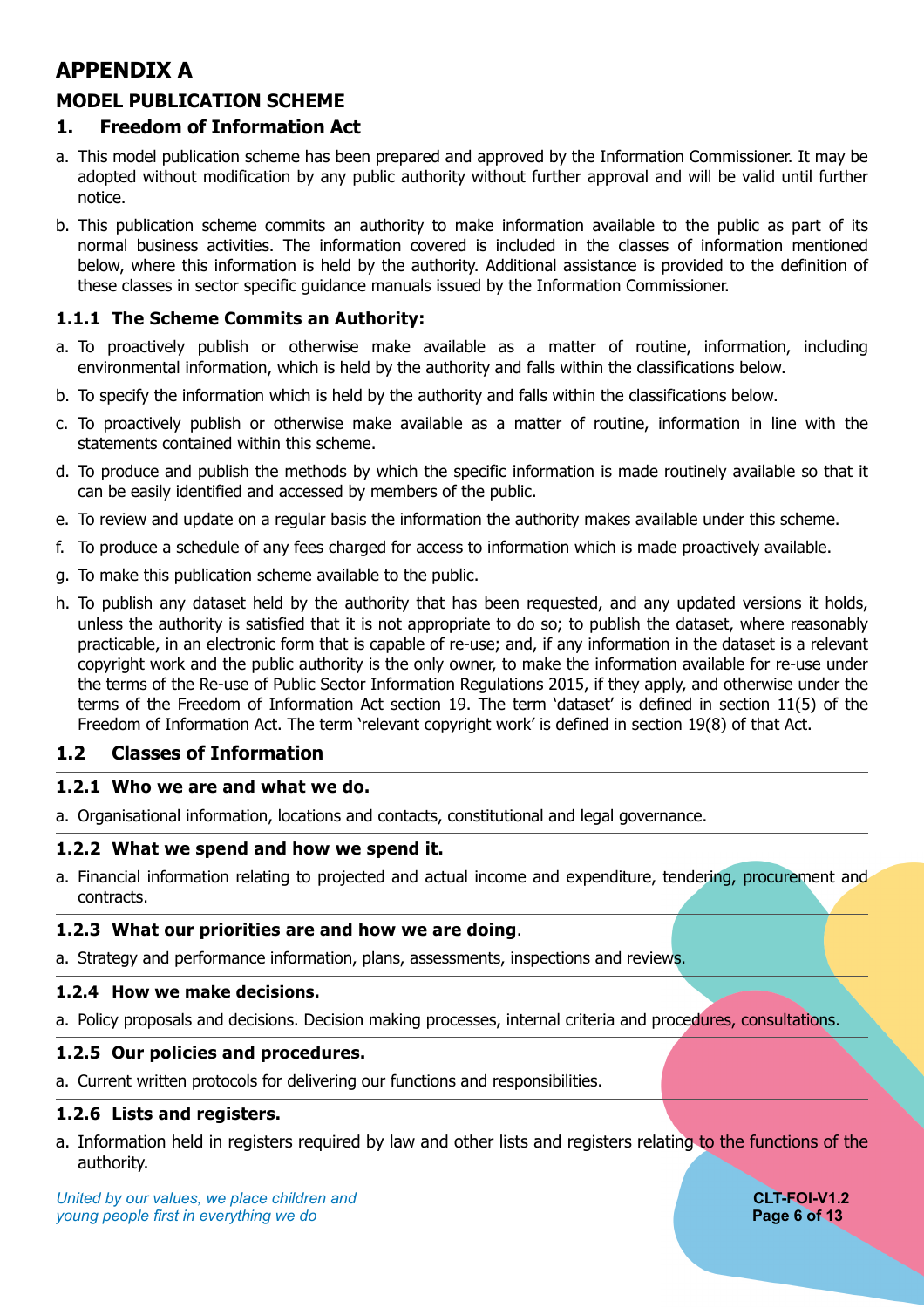# APPENDIX A

## MODEL PUBLICATION SCHEME

## 1. Freedom of Information Act

a. This model publication scheme has been prepared and approved by the Information Commissioner. It may be adopted without modification by any public authority without further approval and will be valid until further notice.

b. This publication scheme commits an authority to make information available to the public as part of its normal business activities. The information covered is included in the classes of information mentioned below, where this information is held by the authority. Additional assistance is provided to the definition of these classes in sector specific guidance manuals issued by the Information Commissioner.

### 1.1.1 The Scheme Commits an Authority:

a. To proactively publish or otherwise make available as a matter of routine, information, including environmental information, which is held by the authority and falls within the classifications below.

b. To specify the information which is held by the authority and falls within the classifications below.

c. To proactively publish or otherwise make available as a matter of routine, information in line with the statements contained within this scheme.

d. To produce and publish the methods by which the specific information is made routinely available so that it can be easily identified and accessed by members of the public.

e. To review and update on a regular basis the information the authority makes available under this scheme.

f. To produce a schedule of any fees charged for access to information which is made proactively available.

g. To make this publication scheme available to the public.

h. To publish any dataset held by the authority that has been requested, and any updated versions it holds, unless the authority is satisfied that it is not appropriate to do so; to publish the dataset, where reasonably practicable, in an electronic form that is capable of re-use; and, if any information in the dataset is a relevant copyright work and the public authority is the only owner, to make the information available for re-use under the terms of the Re-use of Public Sector Information Regulations 2015, if they apply, and otherwise under the terms of the Freedom of Information Act section 19. The term 'dataset' is defined in section 11(5) of the Freedom of Information Act. The term 'relevant copyright work' is defined in section 19(8) of that Act.

## 1.2 Classes of Information

### 1.2.1 Who we are and what we do.

a. Organisational information, locations and contacts, constitutional and legal governance.

### 1.2.2 What we spend and how we spend it.

a. Financial information relating to projected and actual income and expenditure, tendering, procurement and contracts.

### 1.2.3 What our priorities are and how we are doing.

a. Strategy and performance information, plans, assessments, inspections and reviews.

### 1.2.4 How we make decisions.

a. Policy proposals and decisions. Decision making processes, internal criteria and procedures, consultations.

### 1.2.5 Our policies and procedures.

a. Current written protocols for delivering our functions and responsibilities.

### 1.2.6 Lists and registers.

a. Information held in registers required by law and other lists and registers relating to the functions of the authority.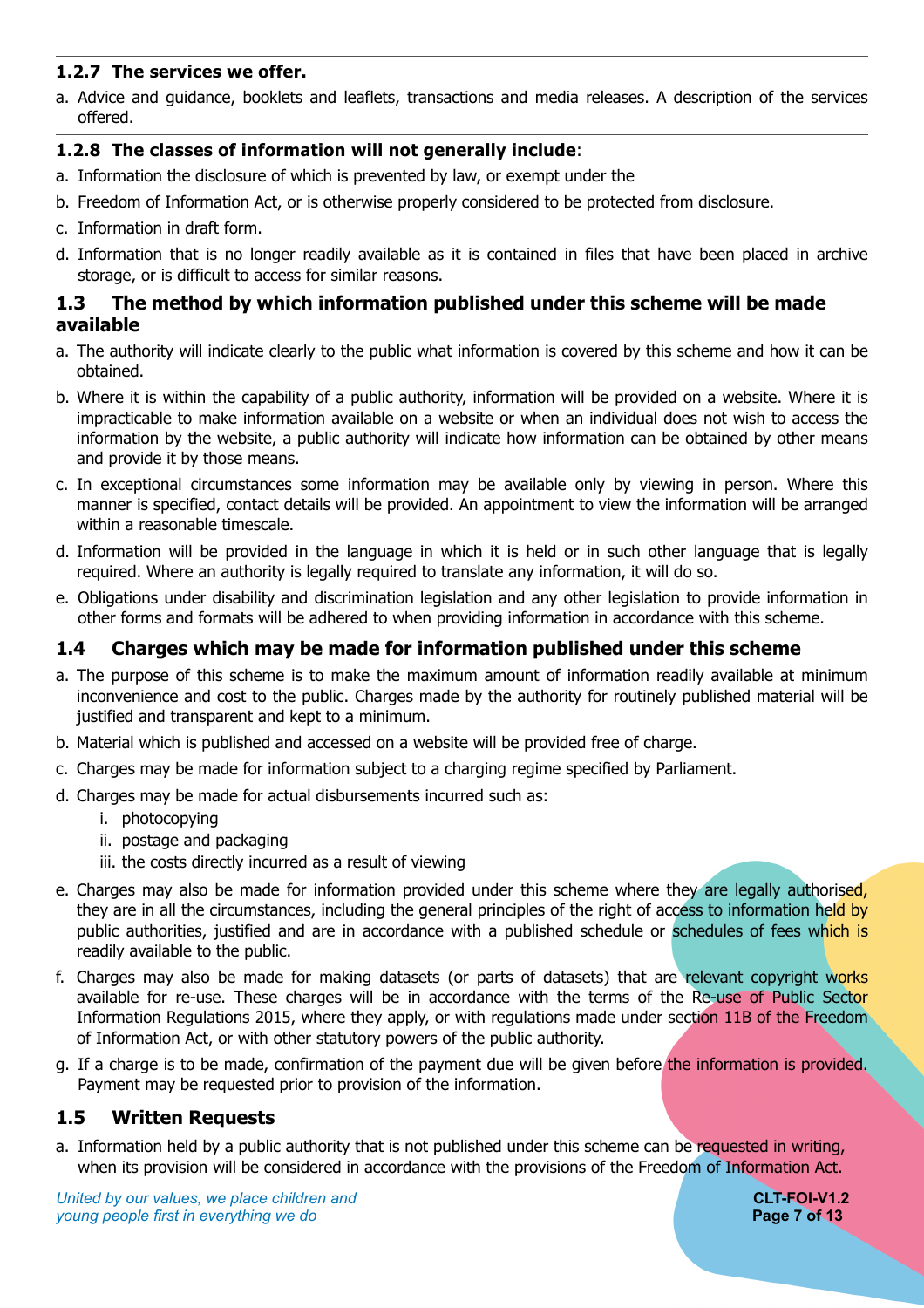#### 1.2.7 The services we offer.

a. Advice and guidance, booklets and leaflets, transactions and media releases. A description of the services offered.

#### 1.2.8 The classes of information will not generally include:

a. Information the disclosure of which is prevented by law, or exempt under the

b. Freedom of Information Act, or is otherwise properly considered to be protected from disclosure.

c. Information in draft form.

d. Information that is no longer readily available as it is contained in files that have been placed in archive storage, or is difficult to access for similar reasons.

### 1.3 The method by which information published under this scheme will be made available

a. The authority will indicate clearly to the public what information is covered by this scheme and how it can be obtained.

b. Where it is within the capability of a public authority, information will be provided on a website. Where it is impracticable to make information available on a website or when an individual does not wish to access the information by the website, a public authority will indicate how information can be obtained by other means and provide it by those means.

c. In exceptional circumstances some information may be available only by viewing in person. Where this manner is specified, contact details will be provided. An appointment to view the information will be arranged within a reasonable timescale.

d. Information will be provided in the language in which it is held or in such other language that is legally required. Where an authority is legally required to translate any information, it will do so.

e. Obligations under disability and discrimination legislation and any other legislation to provide information in other forms and formats will be adhered to when providing information in accordance with this scheme.

### 1.4 Charges which may be made for information published under this scheme

a. The purpose of this scheme is to make the maximum amount of information readily available at minimum inconvenience and cost to the public. Charges made by the authority for routinely published material will be justified and transparent and kept to a minimum.

b. Material which is published and accessed on a website will be provided free of charge.

c. Charges may be made for information subject to a charging regime specified by Parliament.

d. Charges may be made for actual disbursements incurred such as:
   i. photocopying
   ii. postage and packaging
   iii. the costs directly incurred as a result of viewing

e. Charges may also be made for information provided under this scheme where they are legally authorised, they are in all the circumstances, including the general principles of the right of access to information held by public authorities, justified and are in accordance with a published schedule or schedules of fees which is readily available to the public.

f. Charges may also be made for making datasets (or parts of datasets) that are relevant copyright works available for re-use. These charges will be in accordance with the terms of the Re-use of Public Sector Information Regulations 2015, where they apply, or with regulations made under section 11B of the Freedom of Information Act, or with other statutory powers of the public authority.

g. If a charge is to be made, confirmation of the payment due will be given before the information is provided. Payment may be requested prior to provision of the information.

### 1.5 Written Requests

a. Information held by a public authority that is not published under this scheme can be requested in writing, when its provision will be considered in accordance with the provisions of the Freedom of Information Act.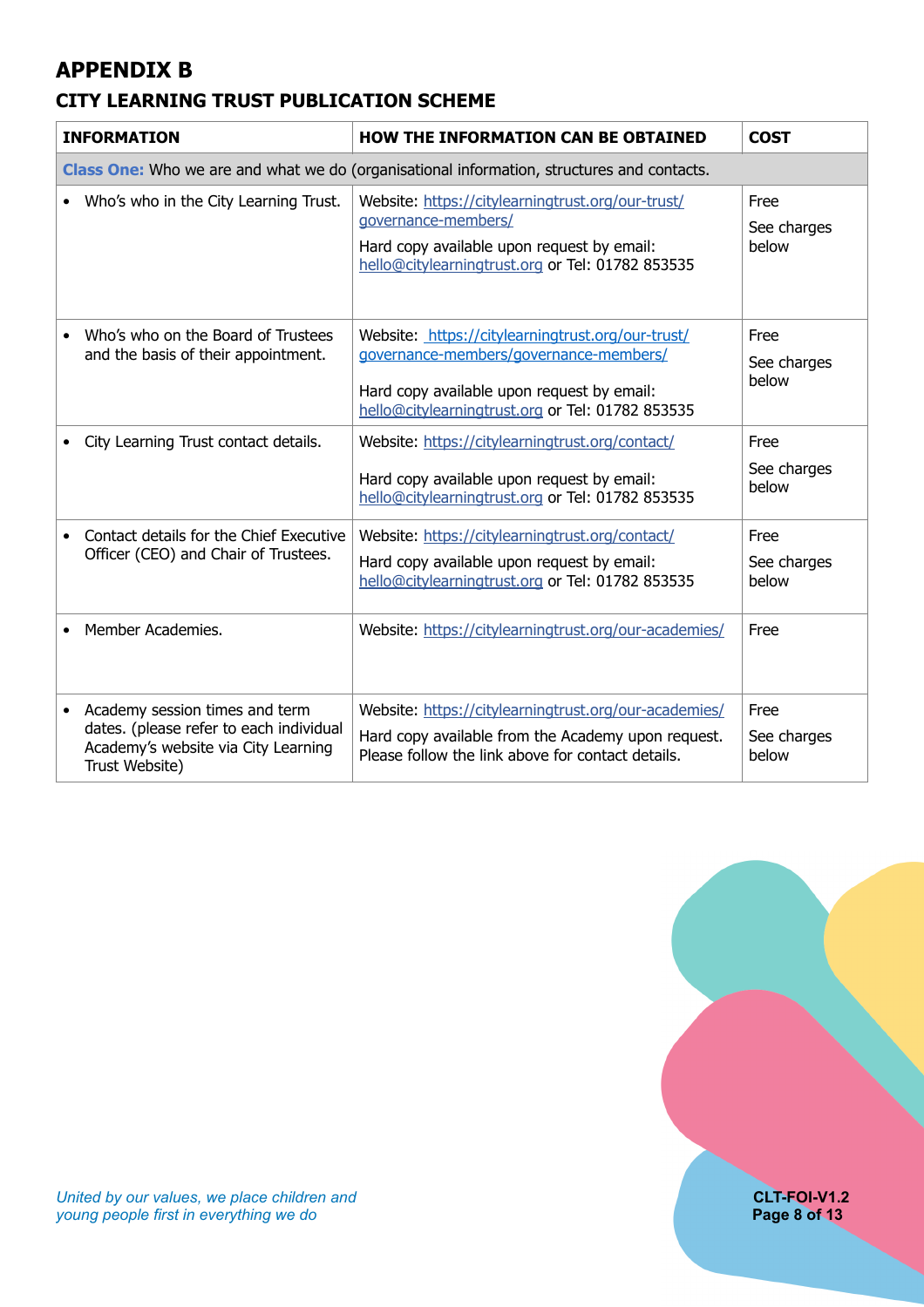## APPENDIX B

### CITY LEARNING TRUST PUBLICATION SCHEME

| INFORMATION | HOW THE INFORMATION CAN BE OBTAINED | COST |
|---|---|---|
| **Class One:** Who we are and what we do (organisational information, structures and contacts. | | |
| • Who's who in the City Learning Trust. | Website: https://citylearningtrust.org/our-trust/governance-members/<br>Hard copy available upon request by email: hello@citylearningtrust.org or Tel: 01782 853535 | Free<br>See charges below |
| • Who's who on the Board of Trustees and the basis of their appointment. | Website: https://citylearningtrust.org/our-trust/governance-members/governance-members/<br>Hard copy available upon request by email: hello@citylearningtrust.org or Tel: 01782 853535 | Free<br>See charges below |
| • City Learning Trust contact details. | Website: https://citylearningtrust.org/contact/<br>Hard copy available upon request by email: hello@citylearningtrust.org or Tel: 01782 853535 | Free<br>See charges below |
| • Contact details for the Chief Executive Officer (CEO) and Chair of Trustees. | Website: https://citylearningtrust.org/contact/<br>Hard copy available upon request by email: hello@citylearningtrust.org or Tel: 01782 853535 | Free<br>See charges below |
| • Member Academies. | Website: https://citylearningtrust.org/our-academies/ | Free |
| • Academy session times and term dates. (please refer to each individual Academy's website via City Learning Trust Website) | Website: https://citylearningtrust.org/our-academies/<br>Hard copy available from the Academy upon request. Please follow the link above for contact details. | Free<br>See charges below |

*United by our values, we place children and young people first in everything we do*

**CLT-FOI-V1.2**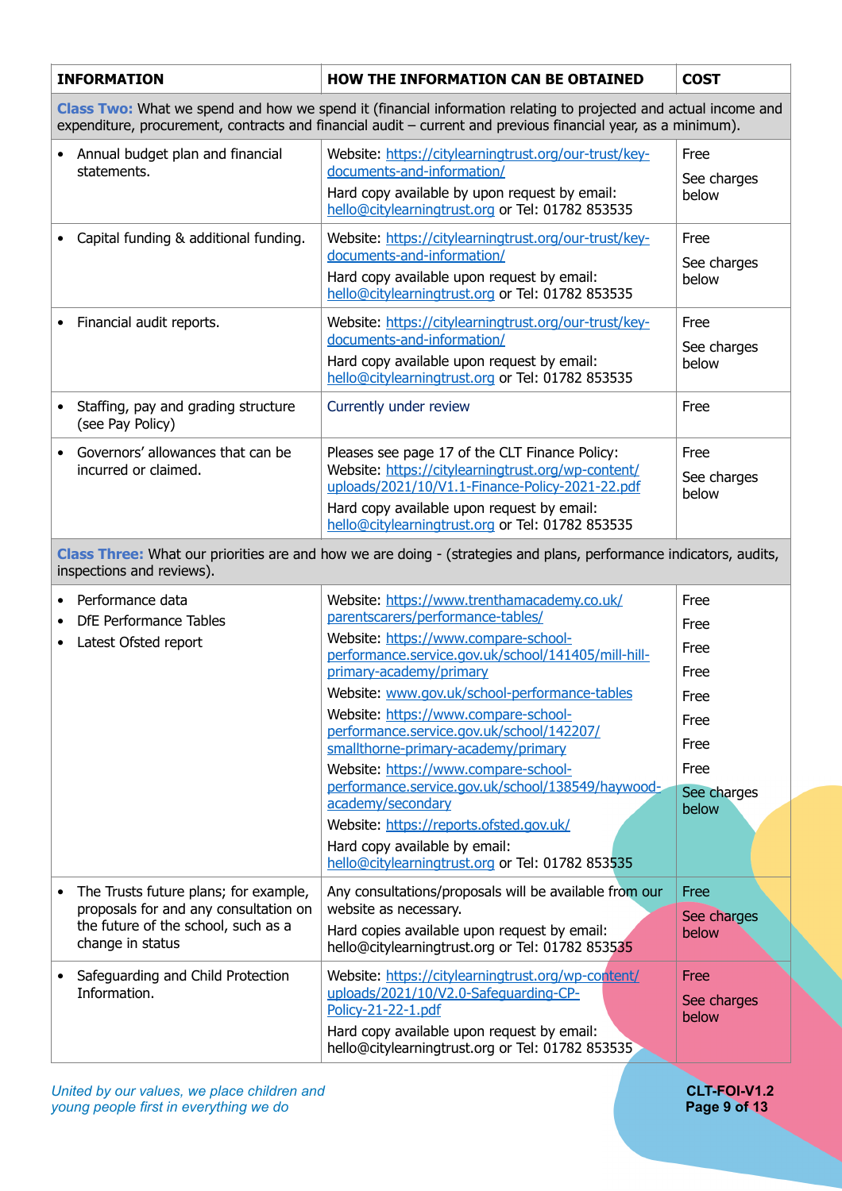| INFORMATION | HOW THE INFORMATION CAN BE OBTAINED | COST |
|---|---|---|
| **Class Two:** What we spend and how we spend it (financial information relating to projected and actual income and expenditure, procurement, contracts and financial audit – current and previous financial year, as a minimum). | | |
| • Annual budget plan and financial statements. | Website: https://citylearningtrust.org/our-trust/key-documents-and-information/<br>Hard copy available by upon request by email: hello@citylearningtrust.org or Tel: 01782 853535 | Free<br>See charges below |
| • Capital funding & additional funding. | Website: https://citylearningtrust.org/our-trust/key-documents-and-information/<br>Hard copy available upon request by email: hello@citylearningtrust.org or Tel: 01782 853535 | Free<br>See charges below |
| • Financial audit reports. | Website: https://citylearningtrust.org/our-trust/key-documents-and-information/<br>Hard copy available upon request by email: hello@citylearningtrust.org or Tel: 01782 853535 | Free<br>See charges below |
| • Staffing, pay and grading structure (see Pay Policy) | Currently under review | Free |
| • Governors' allowances that can be incurred or claimed. | Pleases see page 17 of the CLT Finance Policy: Website: https://citylearningtrust.org/wp-content/uploads/2021/10/V1.1-Finance-Policy-2021-22.pdf<br>Hard copy available upon request by email: hello@citylearningtrust.org or Tel: 01782 853535 | Free<br>See charges below |
| **Class Three:** What our priorities are and how we are doing - (strategies and plans, performance indicators, audits, inspections and reviews). | | |
| • Performance data<br>• DfE Performance Tables<br>• Latest Ofsted report | Website: https://www.trenthamacademy.co.uk/parentscarers/performance-tables/<br>Website: https://www.compare-school-performance.service.gov.uk/school/141405/mill-hill-primary-academy/primary<br>Website: www.gov.uk/school-performance-tables<br>Website: https://www.compare-school-performance.service.gov.uk/school/142207/smallthorne-primary-academy/primary<br>Website: https://www.compare-school-performance.service.gov.uk/school/138549/haywood-academy/secondary<br>Website: https://reports.ofsted.gov.uk/<br>Hard copy available by email: hello@citylearningtrust.org or Tel: 01782 853535 | Free<br>Free<br>Free<br>Free<br>Free<br>Free<br>Free<br>Free<br>See charges below |
| • The Trusts future plans; for example, proposals for and any consultation on the future of the school, such as a change in status | Any consultations/proposals will be available from our website as necessary.<br>Hard copies available upon request by email: hello@citylearningtrust.org or Tel: 01782 853535 | Free<br>See charges below |
| • Safeguarding and Child Protection Information. | Website: https://citylearningtrust.org/wp-content/uploads/2021/10/V2.0-Safeguarding-CP-Policy-21-22-1.pdf<br>Hard copy available upon request by email: hello@citylearningtrust.org or Tel: 01782 853535 | Free<br>See charges below |

*United by our values, we place children and young people first in everything we do*

**CLT-FOI-V1.2**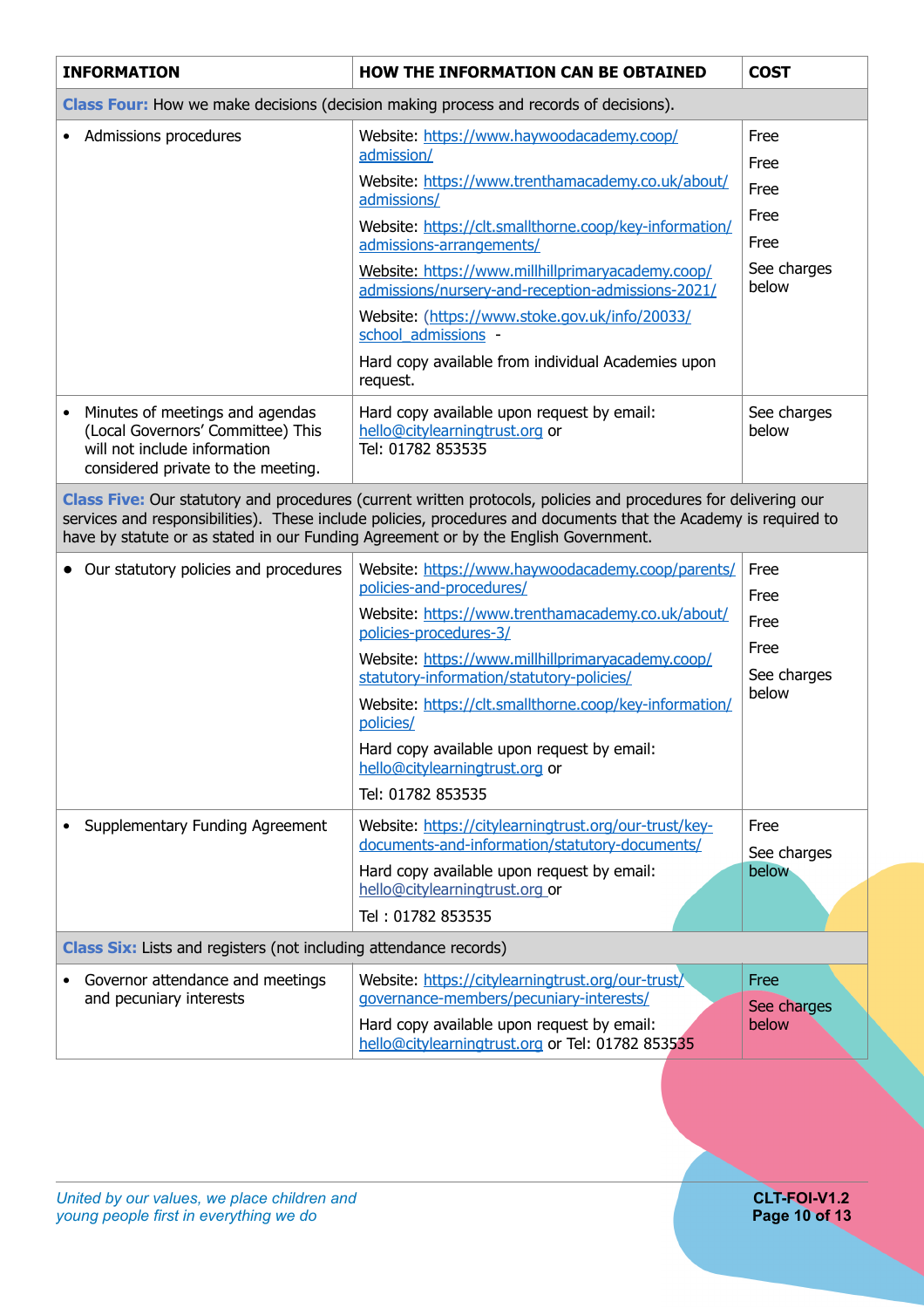| INFORMATION | HOW THE INFORMATION CAN BE OBTAINED | COST |
|---|---|---|
| **Class Four:** How we make decisions (decision making process and records of decisions). | | |
| • Admissions procedures | Website: https://www.haywoodacademy.coop/admission/<br>Website: https://www.trenthamacademy.co.uk/about/admissions/<br>Website: https://clt.smallthorne.coop/key-information/admissions-arrangements/<br>Website: https://www.millhillprimaryacademy.coop/admissions/nursery-and-reception-admissions-2021/<br>Website: (https://www.stoke.gov.uk/info/20033/school_admissions -<br>Hard copy available from individual Academies upon request. | Free<br>Free<br>Free<br>Free<br>Free<br>See charges below |
| • Minutes of meetings and agendas (Local Governors' Committee) This will not include information considered private to the meeting. | Hard copy available upon request by email: hello@citylearningtrust.org or<br>Tel: 01782 853535 | See charges below |
| **Class Five:** Our statutory and procedures (current written protocols, policies and procedures for delivering our services and responsibilities). These include policies, procedures and documents that the Academy is required to have by statute or as stated in our Funding Agreement or by the English Government. | | |
| • Our statutory policies and procedures | Website: https://www.haywoodacademy.coop/parents/policies-and-procedures/<br>Website: https://www.trenthamacademy.co.uk/about/policies-procedures-3/<br>Website: https://www.millhillprimaryacademy.coop/statutory-information/statutory-policies/<br>Website: https://clt.smallthorne.coop/key-information/policies/<br>Hard copy available upon request by email: hello@citylearningtrust.org or<br>Tel: 01782 853535 | Free<br>Free<br>Free<br>Free<br>See charges below |
| • Supplementary Funding Agreement | Website: https://citylearningtrust.org/our-trust/key-documents-and-information/statutory-documents/<br>Hard copy available upon request by email: hello@citylearningtrust.org or<br>Tel : 01782 853535 | Free<br>See charges below |
| **Class Six:** Lists and registers (not including attendance records) | | |
| • Governor attendance and meetings and pecuniary interests | Website: https://citylearningtrust.org/our-trust/governance-members/pecuniary-interests/<br>Hard copy available upon request by email: hello@citylearningtrust.org or Tel: 01782 853535 | Free<br>See charges below |

*United by our values, we place children and young people first in everything we do*

**CLT-FOI-V1.2**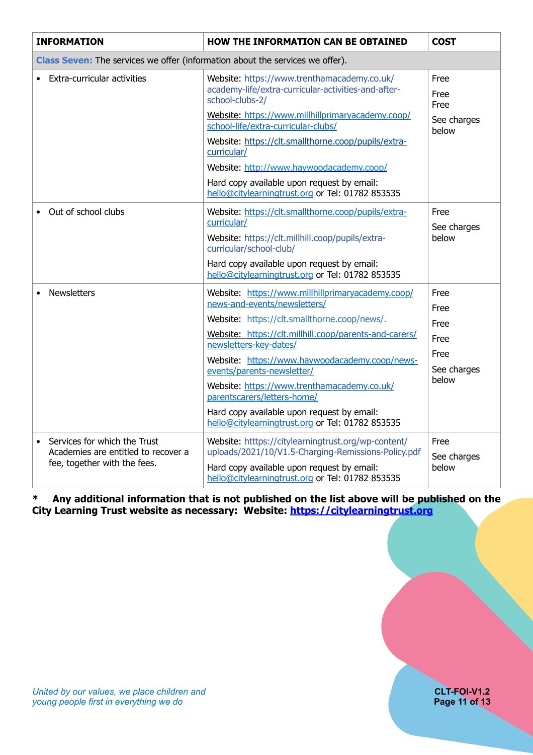| INFORMATION | HOW THE INFORMATION CAN BE OBTAINED | COST |
|---|---|---|
| **Class Seven:** The services we offer (information about the services we offer). | | |
| • Extra-curricular activities | Website: https://www.trenthamacademy.co.uk/academy-life/extra-curricular-activities-and-after-school-clubs-2/<br>Website: https://www.millhillprimaryacademy.coop/school-life/extra-curricular-clubs/<br>Website: https://clt.smallthorne.coop/pupils/extra-curricular/<br>Website: http://www.haywoodacademy.coop/<br>Hard copy available upon request by email: hello@citylearningtrust.org or Tel: 01782 853535 | Free<br>Free<br>Free<br>See charges below |
| • Out of school clubs | Website: https://clt.smallthorne.coop/pupils/extra-curricular/<br>Website: https://clt.millhill.coop/pupils/extra-curricular/school-club/<br>Hard copy available upon request by email: hello@citylearningtrust.org or Tel: 01782 853535 | Free<br>See charges below |
| • Newsletters | Website: https://www.millhillprimaryacademy.coop/news-and-events/newsletters/<br>Website: https://clt.smallthorne.coop/news/.<br>Website: https://clt.millhill.coop/parents-and-carers/newsletters-key-dates/<br>Website: https://www.haywoodacademy.coop/news-events/parents-newsletter/<br>Website: https://www.trenthamacademy.co.uk/parentscarers/letters-home/<br>Hard copy available upon request by email: hello@citylearningtrust.org or Tel: 01782 853535 | Free<br>Free<br>Free<br>Free<br>Free<br>See charges below |
| • Services for which the Trust Academies are entitled to recover a fee, together with the fees. | Website: https://citylearningtrust.org/wp-content/uploads/2021/10/V1.5-Charging-Remissions-Policy.pdf<br>Hard copy available upon request by email: hello@citylearningtrust.org or Tel: 01782 853535 | Free<br>See charges below |

**\*   Any additional information that is not published on the list above will be published on the City Learning Trust website as necessary: Website: https://citylearningtrust.org**

*United by our values, we place children and young people first in everything we do*

**CLT-FOI-V1.2**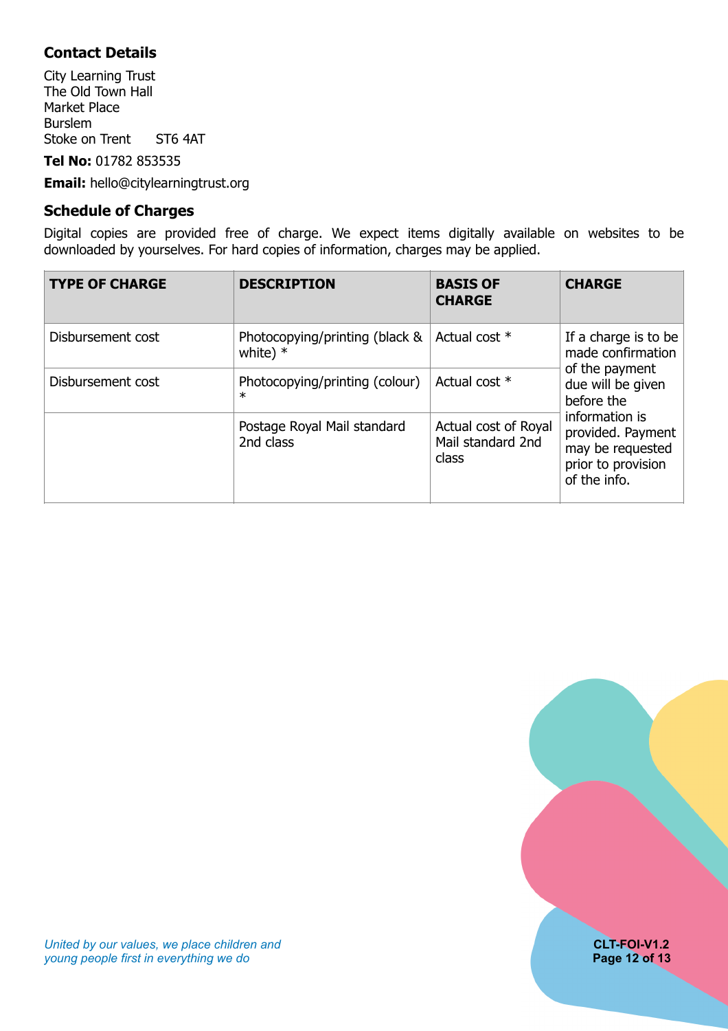## Contact Details

City Learning Trust
The Old Town Hall
Market Place
Burslem
Stoke on Trent ST6 4AT

**Tel No:** 01782 853535

**Email:** hello@citylearningtrust.org

## Schedule of Charges

Digital copies are provided free of charge. We expect items digitally available on websites to be downloaded by yourselves. For hard copies of information, charges may be applied.

| TYPE OF CHARGE | DESCRIPTION | BASIS OF CHARGE | CHARGE |
|---|---|---|---|
| Disbursement cost | Photocopying/printing (black & white) * | Actual cost * | If a charge is to be made confirmation of the payment due will be given before the information is provided. Payment may be requested prior to provision of the info. |
| Disbursement cost | Photocopying/printing (colour) * | Actual cost * | |
| | Postage Royal Mail standard 2nd class | Actual cost of Royal Mail standard 2nd class | |

*United by our values, we place children and young people first in everything we do*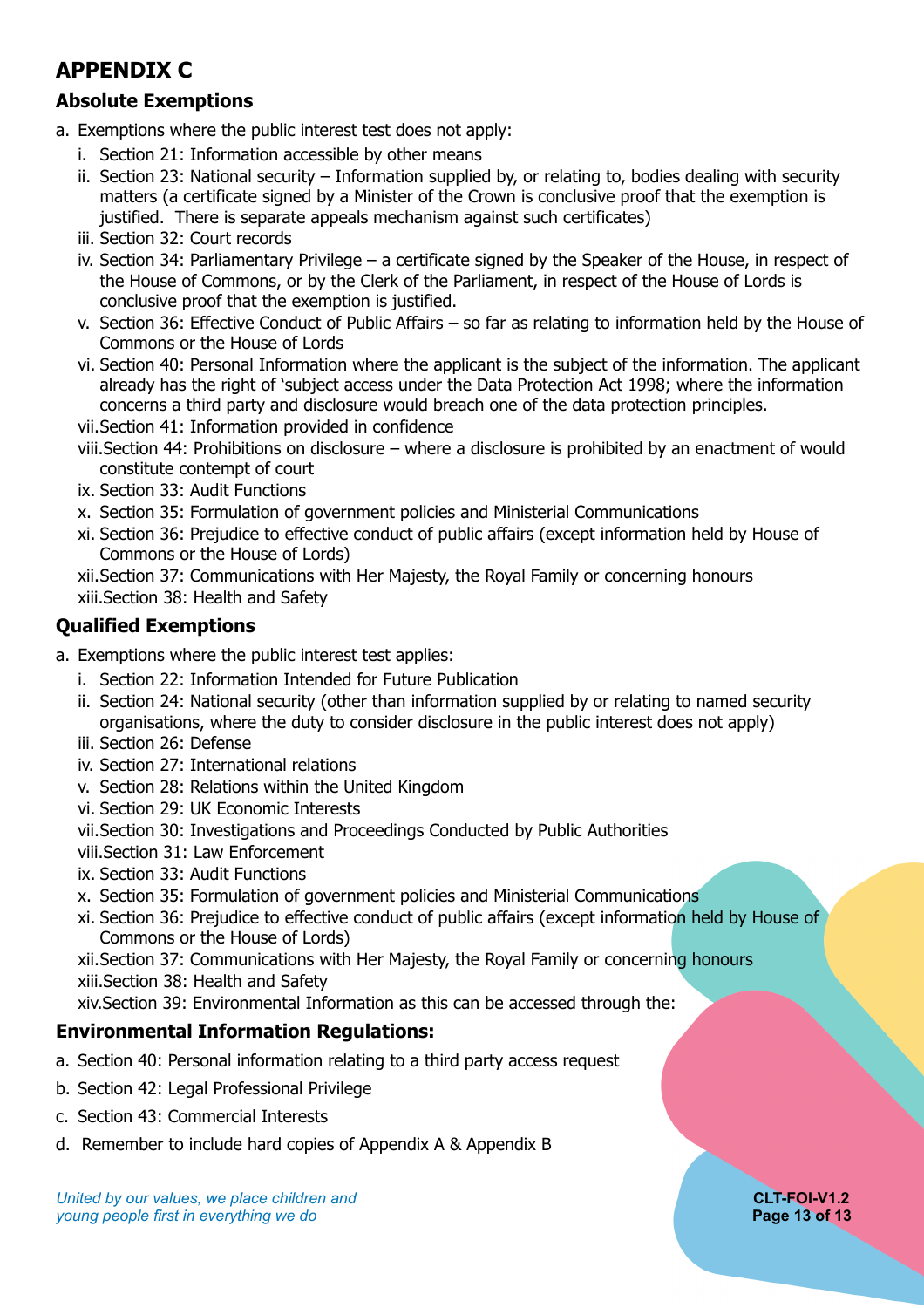## APPENDIX C

### Absolute Exemptions

a. Exemptions where the public interest test does not apply:
   i. Section 21: Information accessible by other means
   ii. Section 23: National security – Information supplied by, or relating to, bodies dealing with security matters (a certificate signed by a Minister of the Crown is conclusive proof that the exemption is justified. There is separate appeals mechanism against such certificates)
   iii. Section 32: Court records
   iv. Section 34: Parliamentary Privilege – a certificate signed by the Speaker of the House, in respect of the House of Commons, or by the Clerk of the Parliament, in respect of the House of Lords is conclusive proof that the exemption is justified.
   v. Section 36: Effective Conduct of Public Affairs – so far as relating to information held by the House of Commons or the House of Lords
   vi. Section 40: Personal Information where the applicant is the subject of the information. The applicant already has the right of 'subject access under the Data Protection Act 1998; where the information concerns a third party and disclosure would breach one of the data protection principles.
   vii. Section 41: Information provided in confidence
   viii. Section 44: Prohibitions on disclosure – where a disclosure is prohibited by an enactment of would constitute contempt of court
   ix. Section 33: Audit Functions
   x. Section 35: Formulation of government policies and Ministerial Communications
   xi. Section 36: Prejudice to effective conduct of public affairs (except information held by House of Commons or the House of Lords)
   xii. Section 37: Communications with Her Majesty, the Royal Family or concerning honours
   xiii. Section 38: Health and Safety

### Qualified Exemptions

a. Exemptions where the public interest test applies:
   i. Section 22: Information Intended for Future Publication
   ii. Section 24: National security (other than information supplied by or relating to named security organisations, where the duty to consider disclosure in the public interest does not apply)
   iii. Section 26: Defense
   iv. Section 27: International relations
   v. Section 28: Relations within the United Kingdom
   vi. Section 29: UK Economic Interests
   vii. Section 30: Investigations and Proceedings Conducted by Public Authorities
   viii. Section 31: Law Enforcement
   ix. Section 33: Audit Functions
   x. Section 35: Formulation of government policies and Ministerial Communications
   xi. Section 36: Prejudice to effective conduct of public affairs (except information held by House of Commons or the House of Lords)
   xii. Section 37: Communications with Her Majesty, the Royal Family or concerning honours
   xiii. Section 38: Health and Safety
   xiv. Section 39: Environmental Information as this can be accessed through the:

### Environmental Information Regulations:

a. Section 40: Personal information relating to a third party access request

b. Section 42: Legal Professional Privilege

c. Section 43: Commercial Interests

d. Remember to include hard copies of Appendix A & Appendix B